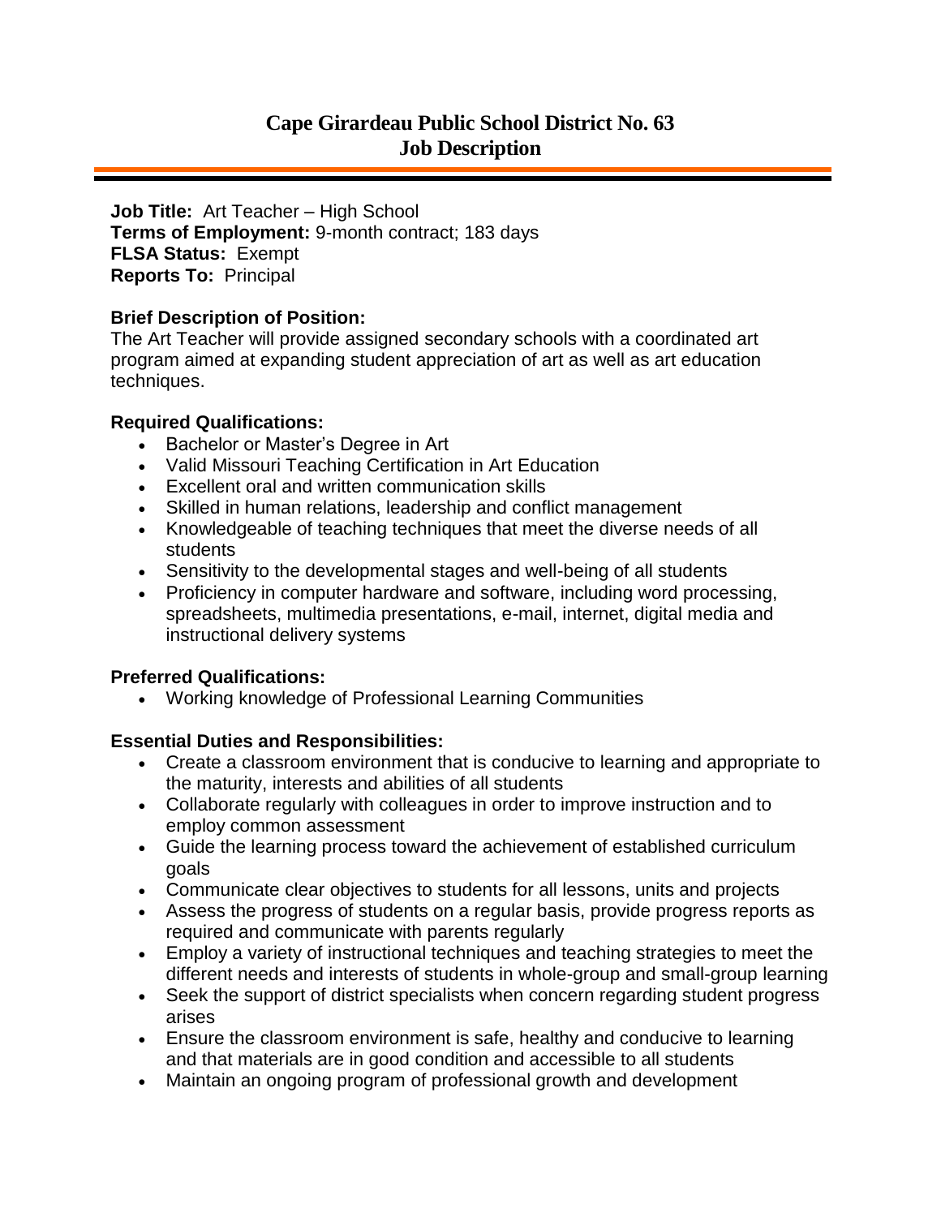# Cape Girardeau Public School District No. 63
# Job Description

**Job Title:** Art Teacher – High School
**Terms of Employment:** 9-month contract; 183 days
**FLSA Status:** Exempt
**Reports To:** Principal

**Brief Description of Position:**
The Art Teacher will provide assigned secondary schools with a coordinated art program aimed at expanding student appreciation of art as well as art education techniques.

**Required Qualifications:**

- Bachelor or Master's Degree in Art
- Valid Missouri Teaching Certification in Art Education
- Excellent oral and written communication skills
- Skilled in human relations, leadership and conflict management
- Knowledgeable of teaching techniques that meet the diverse needs of all students
- Sensitivity to the developmental stages and well-being of all students
- Proficiency in computer hardware and software, including word processing, spreadsheets, multimedia presentations, e-mail, internet, digital media and instructional delivery systems

**Preferred Qualifications:**

- Working knowledge of Professional Learning Communities

**Essential Duties and Responsibilities:**

- Create a classroom environment that is conducive to learning and appropriate to the maturity, interests and abilities of all students
- Collaborate regularly with colleagues in order to improve instruction and to employ common assessment
- Guide the learning process toward the achievement of established curriculum goals
- Communicate clear objectives to students for all lessons, units and projects
- Assess the progress of students on a regular basis, provide progress reports as required and communicate with parents regularly
- Employ a variety of instructional techniques and teaching strategies to meet the different needs and interests of students in whole-group and small-group learning
- Seek the support of district specialists when concern regarding student progress arises
- Ensure the classroom environment is safe, healthy and conducive to learning and that materials are in good condition and accessible to all students
- Maintain an ongoing program of professional growth and development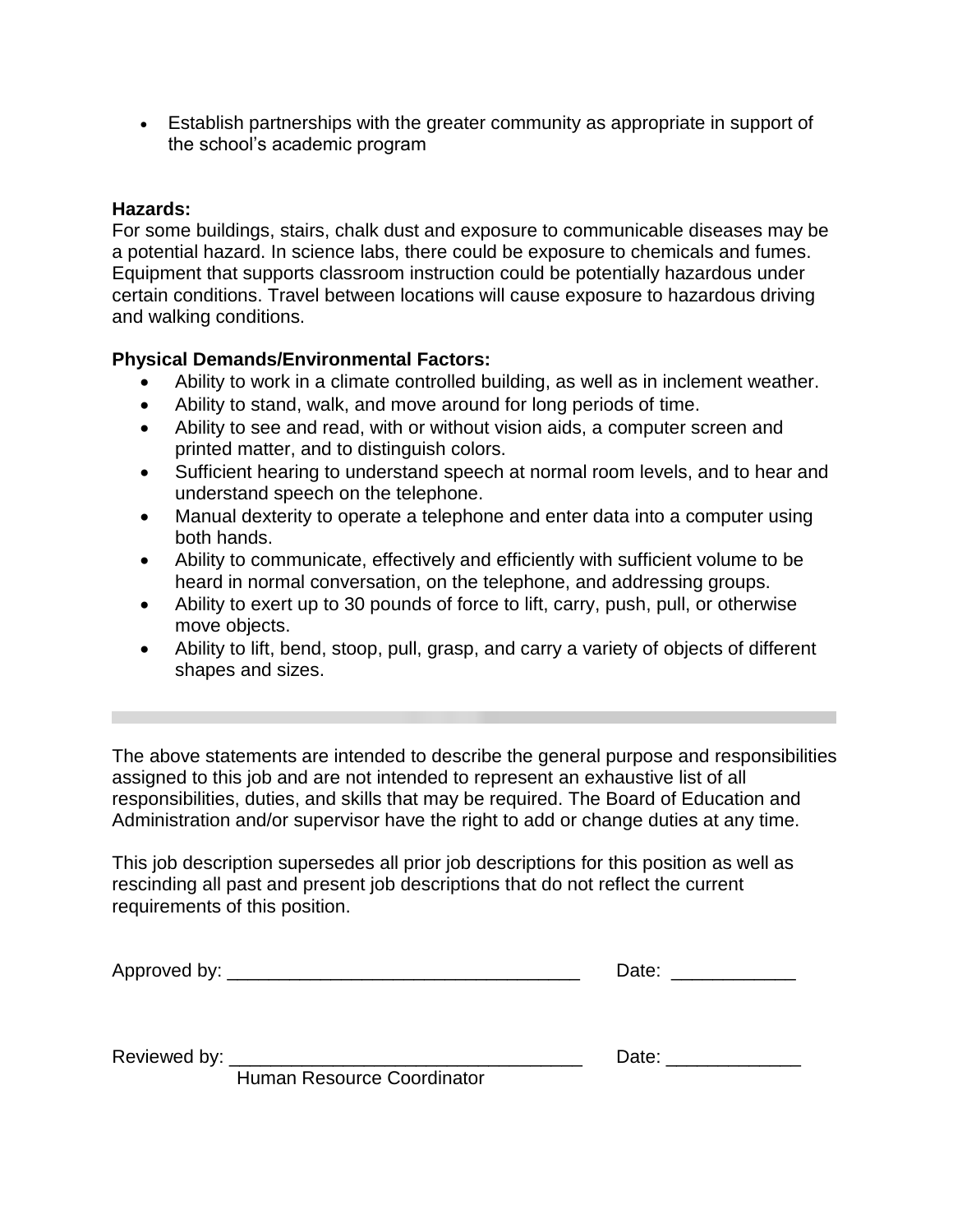- Establish partnerships with the greater community as appropriate in support of the school's academic program

**Hazards:**
For some buildings, stairs, chalk dust and exposure to communicable diseases may be a potential hazard. In science labs, there could be exposure to chemicals and fumes. Equipment that supports classroom instruction could be potentially hazardous under certain conditions. Travel between locations will cause exposure to hazardous driving and walking conditions.

**Physical Demands/Environmental Factors:**

- Ability to work in a climate controlled building, as well as in inclement weather.
- Ability to stand, walk, and move around for long periods of time.
- Ability to see and read, with or without vision aids, a computer screen and printed matter, and to distinguish colors.
- Sufficient hearing to understand speech at normal room levels, and to hear and understand speech on the telephone.
- Manual dexterity to operate a telephone and enter data into a computer using both hands.
- Ability to communicate, effectively and efficiently with sufficient volume to be heard in normal conversation, on the telephone, and addressing groups.
- Ability to exert up to 30 pounds of force to lift, carry, push, pull, or otherwise move objects.
- Ability to lift, bend, stoop, pull, grasp, and carry a variety of objects of different shapes and sizes.

---

The above statements are intended to describe the general purpose and responsibilities assigned to this job and are not intended to represent an exhaustive list of all responsibilities, duties, and skills that may be required. The Board of Education and Administration and/or supervisor have the right to add or change duties at any time.

This job description supersedes all prior job descriptions for this position as well as rescinding all past and present job descriptions that do not reflect the current requirements of this position.

Approved by: ___________________________________ Date: ____________

Reviewed by: ___________________________________ Date: _____________
Human Resource Coordinator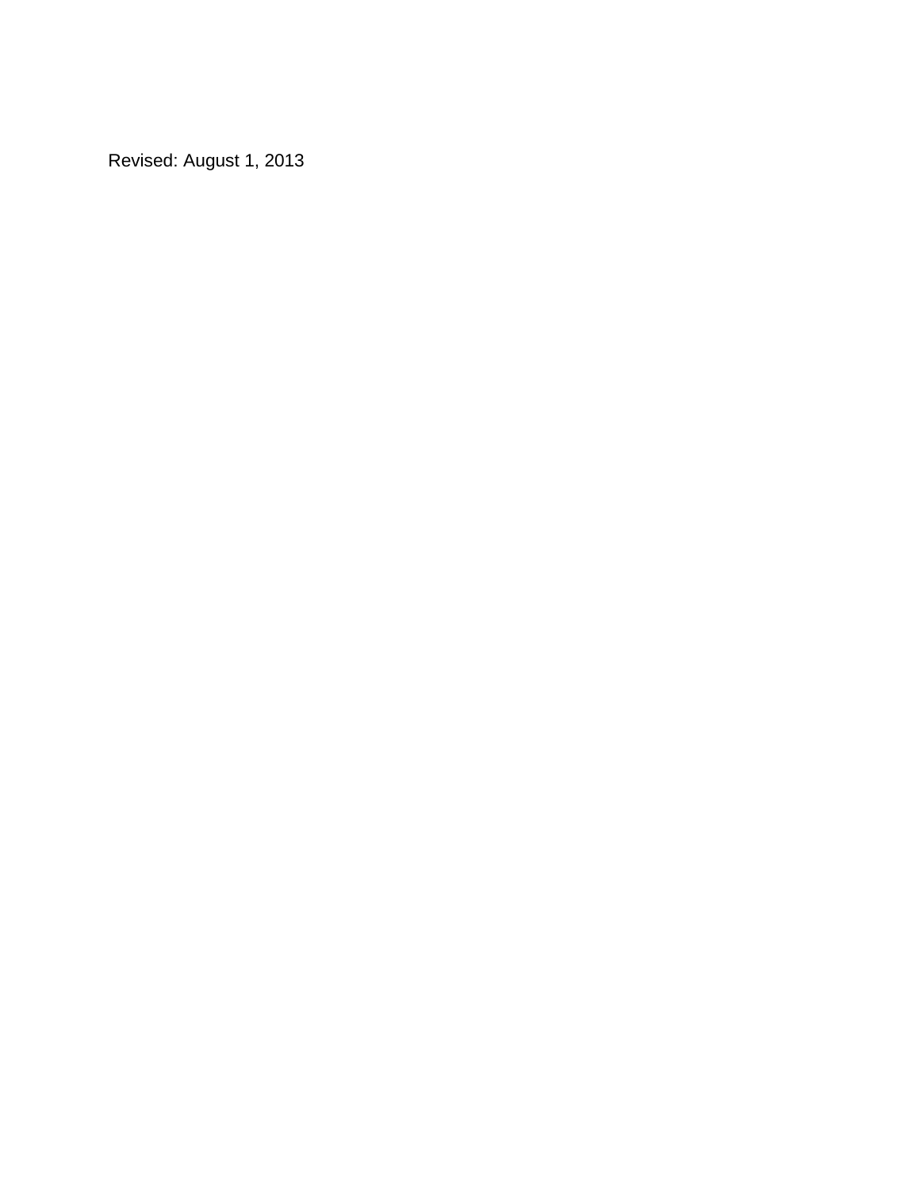Revised: August 1, 2013